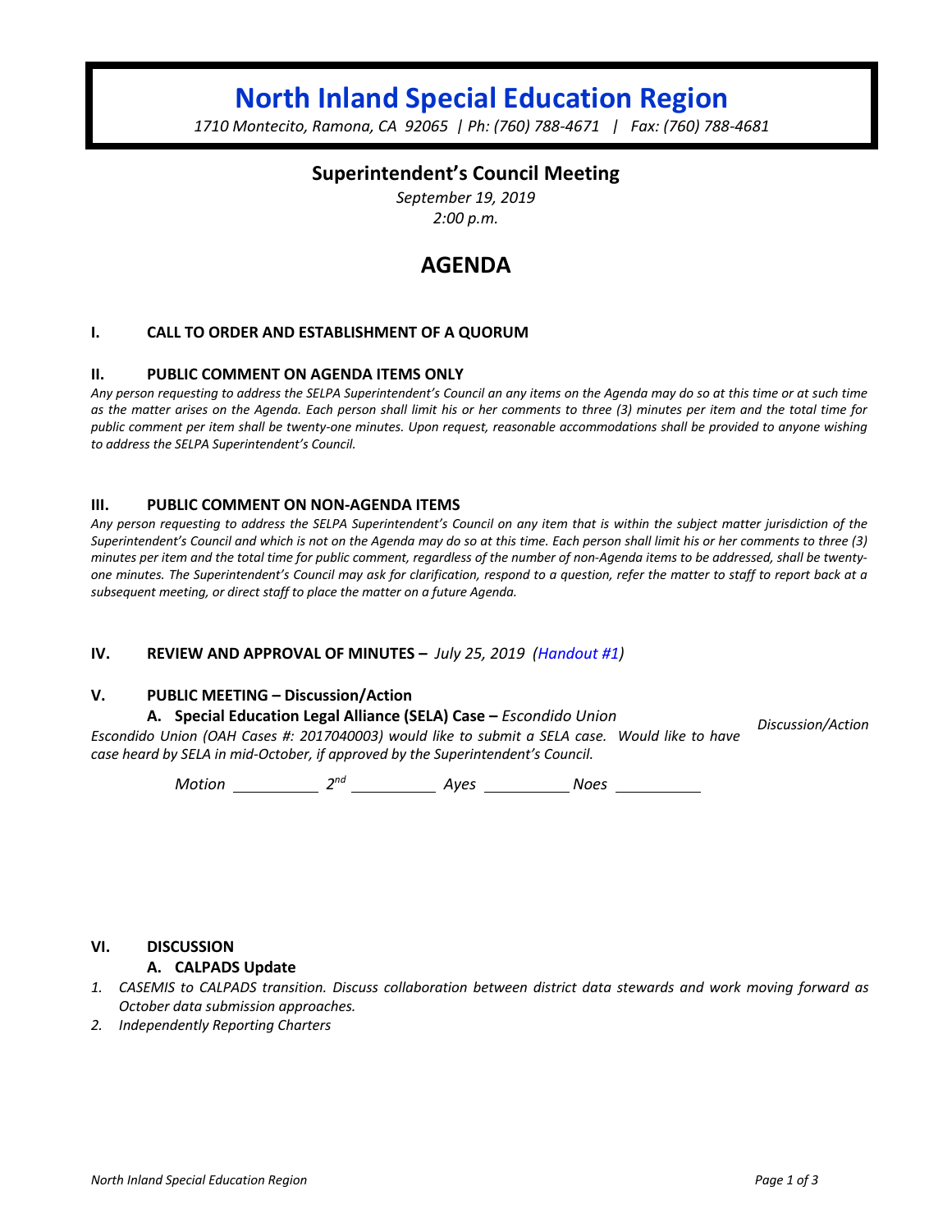# North Inland Special Education Region

*1710 Montecito, Ramona, CA 92065 | Ph: (760) 788-4671 | Fax: (760) 788-4681*

## Superintendent's Council Meeting

*September 19, 2019*
*2:00 p.m.*

# AGENDA

### I. CALL TO ORDER AND ESTABLISHMENT OF A QUORUM

### II. PUBLIC COMMENT ON AGENDA ITEMS ONLY

*Any person requesting to address the SELPA Superintendent's Council an any items on the Agenda may do so at this time or at such time as the matter arises on the Agenda. Each person shall limit his or her comments to three (3) minutes per item and the total time for public comment per item shall be twenty-one minutes. Upon request, reasonable accommodations shall be provided to anyone wishing to address the SELPA Superintendent's Council.*

### III. PUBLIC COMMENT ON NON-AGENDA ITEMS

*Any person requesting to address the SELPA Superintendent's Council on any item that is within the subject matter jurisdiction of the Superintendent's Council and which is not on the Agenda may do so at this time. Each person shall limit his or her comments to three (3) minutes per item and the total time for public comment, regardless of the number of non-Agenda items to be addressed, shall be twenty-one minutes. The Superintendent's Council may ask for clarification, respond to a question, refer the matter to staff to report back at a subsequent meeting, or direct staff to place the matter on a future Agenda.*

### IV. REVIEW AND APPROVAL OF MINUTES – *July 25, 2019 (Handout #1)*

### V. PUBLIC MEETING – Discussion/Action

**A. Special Education Legal Alliance (SELA) Case –** *Escondido Union* — *Discussion/Action*

*Escondido Union (OAH Cases #: 2017040003) would like to submit a SELA case. Would like to have case heard by SELA in mid-October, if approved by the Superintendent's Council.*

*Motion* \_\_\_\_\_\_\_\_\_\_ *2nd* \_\_\_\_\_\_\_\_\_\_ *Ayes* \_\_\_\_\_\_\_\_\_\_ *Noes* \_\_\_\_\_\_\_\_\_\_

### VI. DISCUSSION

**A. CALPADS Update**

1. *CASEMIS to CALPADS transition. Discuss collaboration between district data stewards and work moving forward as October data submission approaches.*
2. *Independently Reporting Charters*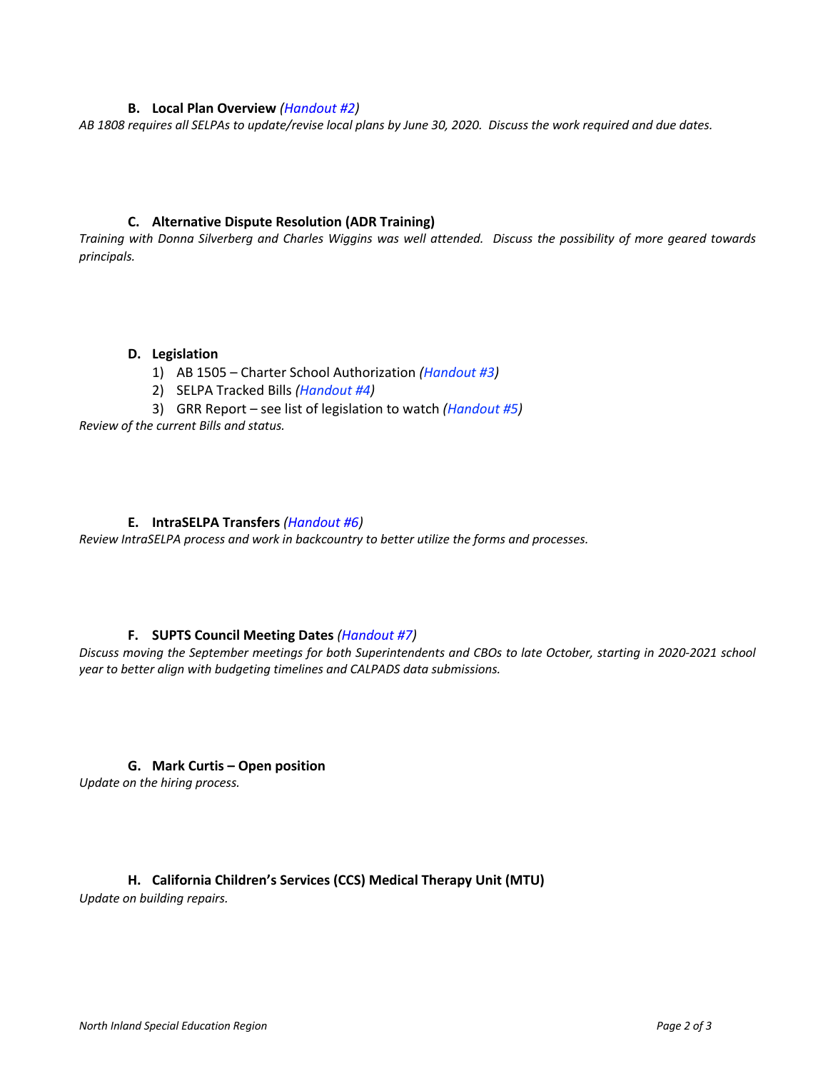### B. Local Plan Overview *(Handout #2)*

*AB 1808 requires all SELPAs to update/revise local plans by June 30, 2020. Discuss the work required and due dates.*

### C. Alternative Dispute Resolution (ADR Training)

*Training with Donna Silverberg and Charles Wiggins was well attended. Discuss the possibility of more geared towards principals.*

### D. Legislation

1) AB 1505 – Charter School Authorization *(Handout #3)*
2) SELPA Tracked Bills *(Handout #4)*
3) GRR Report – see list of legislation to watch *(Handout #5)*

*Review of the current Bills and status.*

### E. IntraSELPA Transfers *(Handout #6)*

*Review IntraSELPA process and work in backcountry to better utilize the forms and processes.*

### F. SUPTS Council Meeting Dates *(Handout #7)*

*Discuss moving the September meetings for both Superintendents and CBOs to late October, starting in 2020-2021 school year to better align with budgeting timelines and CALPADS data submissions.*

### G. Mark Curtis – Open position

*Update on the hiring process.*

### H. California Children's Services (CCS) Medical Therapy Unit (MTU)

*Update on building repairs.*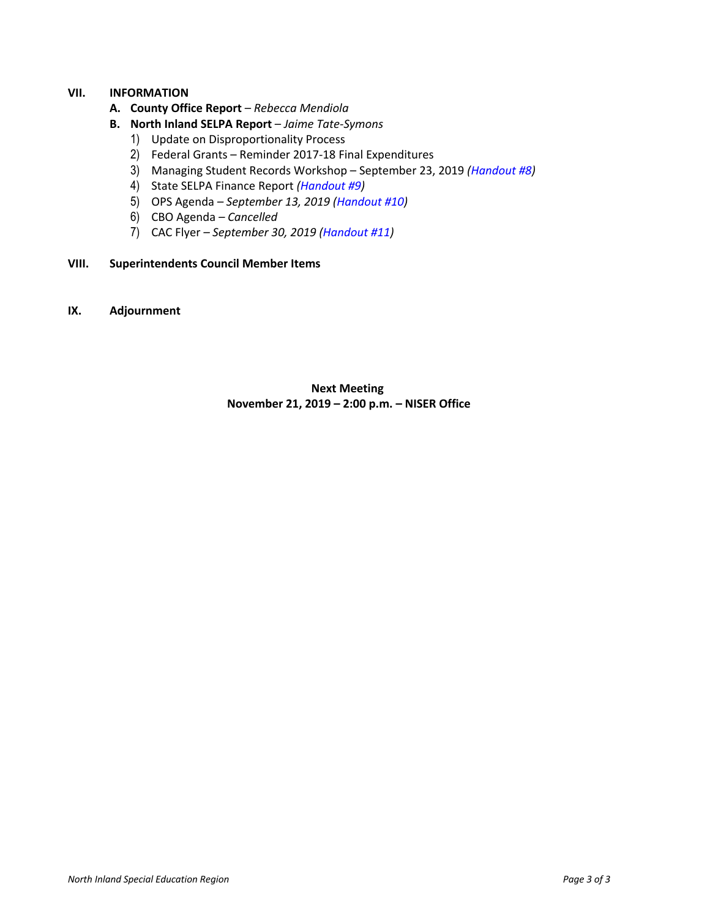## VII. INFORMATION

**A. County Office Report** – *Rebecca Mendiola*

**B. North Inland SELPA Report** – *Jaime Tate-Symons*

1) Update on Disproportionality Process
2) Federal Grants – Reminder 2017-18 Final Expenditures
3) Managing Student Records Workshop – September 23, 2019 *(Handout #8)*
4) State SELPA Finance Report *(Handout #9)*
5) OPS Agenda – *September 13, 2019 (Handout #10)*
6) CBO Agenda – *Cancelled*
7) CAC Flyer – *September 30, 2019 (Handout #11)*

## VIII. Superintendents Council Member Items

## IX. Adjournment

**Next Meeting**
**November 21, 2019 – 2:00 p.m. – NISER Office**